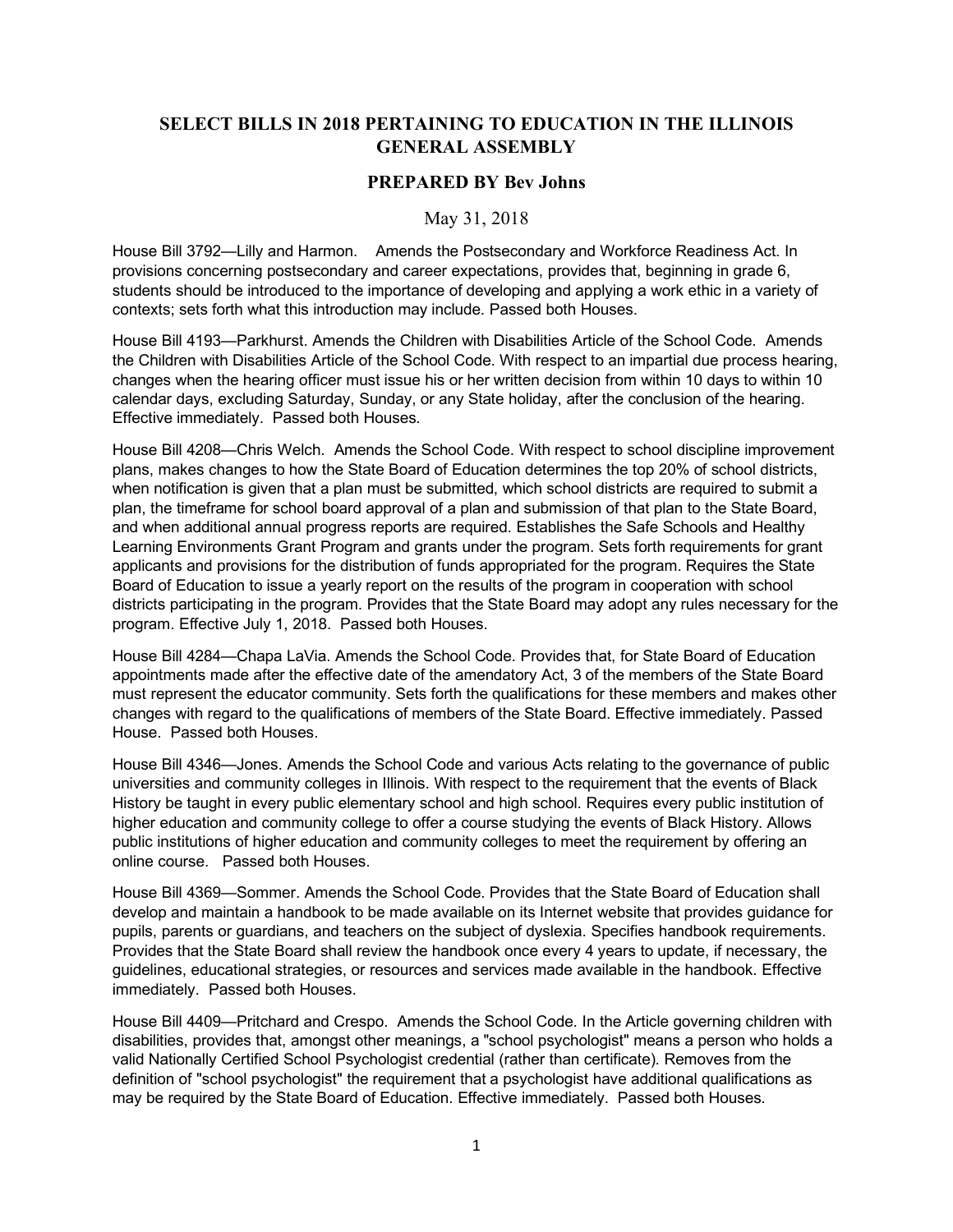## SELECT BILLS IN 2018 PERTAINING TO EDUCATION IN THE ILLINOIS GENERAL ASSEMBLY

### PREPARED BY Bev Johns

May 31, 2018

House Bill 3792—Lilly and Harmon. Amends the Postsecondary and Workforce Readiness Act. In provisions concerning postsecondary and career expectations, provides that, beginning in grade 6, students should be introduced to the importance of developing and applying a work ethic in a variety of contexts; sets forth what this introduction may include. Passed both Houses.

House Bill 4193—Parkhurst. Amends the Children with Disabilities Article of the School Code. Amends the Children with Disabilities Article of the School Code. With respect to an impartial due process hearing, changes when the hearing officer must issue his or her written decision from within 10 days to within 10 calendar days, excluding Saturday, Sunday, or any State holiday, after the conclusion of the hearing. Effective immediately. Passed both Houses.

House Bill 4208—Chris Welch. Amends the School Code. With respect to school discipline improvement plans, makes changes to how the State Board of Education determines the top 20% of school districts, when notification is given that a plan must be submitted, which school districts are required to submit a plan, the timeframe for school board approval of a plan and submission of that plan to the State Board, and when additional annual progress reports are required. Establishes the Safe Schools and Healthy Learning Environments Grant Program and grants under the program. Sets forth requirements for grant applicants and provisions for the distribution of funds appropriated for the program. Requires the State Board of Education to issue a yearly report on the results of the program in cooperation with school districts participating in the program. Provides that the State Board may adopt any rules necessary for the program. Effective July 1, 2018. Passed both Houses.

House Bill 4284—Chapa LaVia. Amends the School Code. Provides that, for State Board of Education appointments made after the effective date of the amendatory Act, 3 of the members of the State Board must represent the educator community. Sets forth the qualifications for these members and makes other changes with regard to the qualifications of members of the State Board. Effective immediately. Passed House. Passed both Houses.

House Bill 4346—Jones. Amends the School Code and various Acts relating to the governance of public universities and community colleges in Illinois. With respect to the requirement that the events of Black History be taught in every public elementary school and high school. Requires every public institution of higher education and community college to offer a course studying the events of Black History. Allows public institutions of higher education and community colleges to meet the requirement by offering an online course. Passed both Houses.

House Bill 4369—Sommer. Amends the School Code. Provides that the State Board of Education shall develop and maintain a handbook to be made available on its Internet website that provides guidance for pupils, parents or guardians, and teachers on the subject of dyslexia. Specifies handbook requirements. Provides that the State Board shall review the handbook once every 4 years to update, if necessary, the guidelines, educational strategies, or resources and services made available in the handbook. Effective immediately. Passed both Houses.

House Bill 4409—Pritchard and Crespo. Amends the School Code. In the Article governing children with disabilities, provides that, amongst other meanings, a "school psychologist" means a person who holds a valid Nationally Certified School Psychologist credential (rather than certificate). Removes from the definition of "school psychologist" the requirement that a psychologist have additional qualifications as may be required by the State Board of Education. Effective immediately. Passed both Houses.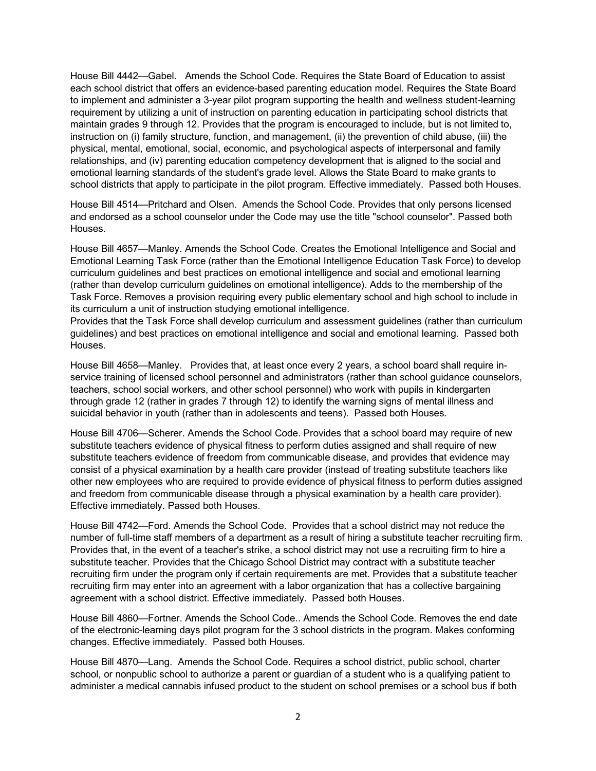House Bill 4442—Gabel. Amends the School Code. Requires the State Board of Education to assist each school district that offers an evidence-based parenting education model. Requires the State Board to implement and administer a 3-year pilot program supporting the health and wellness student-learning requirement by utilizing a unit of instruction on parenting education in participating school districts that maintain grades 9 through 12. Provides that the program is encouraged to include, but is not limited to, instruction on (i) family structure, function, and management, (ii) the prevention of child abuse, (iii) the physical, mental, emotional, social, economic, and psychological aspects of interpersonal and family relationships, and (iv) parenting education competency development that is aligned to the social and emotional learning standards of the student's grade level. Allows the State Board to make grants to school districts that apply to participate in the pilot program. Effective immediately. Passed both Houses.

House Bill 4514—Pritchard and Olsen. Amends the School Code. Provides that only persons licensed and endorsed as a school counselor under the Code may use the title "school counselor". Passed both Houses.

House Bill 4657—Manley. Amends the School Code. Creates the Emotional Intelligence and Social and Emotional Learning Task Force (rather than the Emotional Intelligence Education Task Force) to develop curriculum guidelines and best practices on emotional intelligence and social and emotional learning (rather than develop curriculum guidelines on emotional intelligence). Adds to the membership of the Task Force. Removes a provision requiring every public elementary school and high school to include in its curriculum a unit of instruction studying emotional intelligence.
Provides that the Task Force shall develop curriculum and assessment guidelines (rather than curriculum guidelines) and best practices on emotional intelligence and social and emotional learning. Passed both Houses.

House Bill 4658—Manley. Provides that, at least once every 2 years, a school board shall require in-service training of licensed school personnel and administrators (rather than school guidance counselors, teachers, school social workers, and other school personnel) who work with pupils in kindergarten through grade 12 (rather in grades 7 through 12) to identify the warning signs of mental illness and suicidal behavior in youth (rather than in adolescents and teens). Passed both Houses.

House Bill 4706—Scherer. Amends the School Code. Provides that a school board may require of new substitute teachers evidence of physical fitness to perform duties assigned and shall require of new substitute teachers evidence of freedom from communicable disease, and provides that evidence may consist of a physical examination by a health care provider (instead of treating substitute teachers like other new employees who are required to provide evidence of physical fitness to perform duties assigned and freedom from communicable disease through a physical examination by a health care provider). Effective immediately. Passed both Houses.

House Bill 4742—Ford. Amends the School Code. Provides that a school district may not reduce the number of full-time staff members of a department as a result of hiring a substitute teacher recruiting firm. Provides that, in the event of a teacher's strike, a school district may not use a recruiting firm to hire a substitute teacher. Provides that the Chicago School District may contract with a substitute teacher recruiting firm under the program only if certain requirements are met. Provides that a substitute teacher recruiting firm may enter into an agreement with a labor organization that has a collective bargaining agreement with a school district. Effective immediately. Passed both Houses.

House Bill 4860—Fortner. Amends the School Code.. Amends the School Code. Removes the end date of the electronic-learning days pilot program for the 3 school districts in the program. Makes conforming changes. Effective immediately. Passed both Houses.

House Bill 4870—Lang. Amends the School Code. Requires a school district, public school, charter school, or nonpublic school to authorize a parent or guardian of a student who is a qualifying patient to administer a medical cannabis infused product to the student on school premises or a school bus if both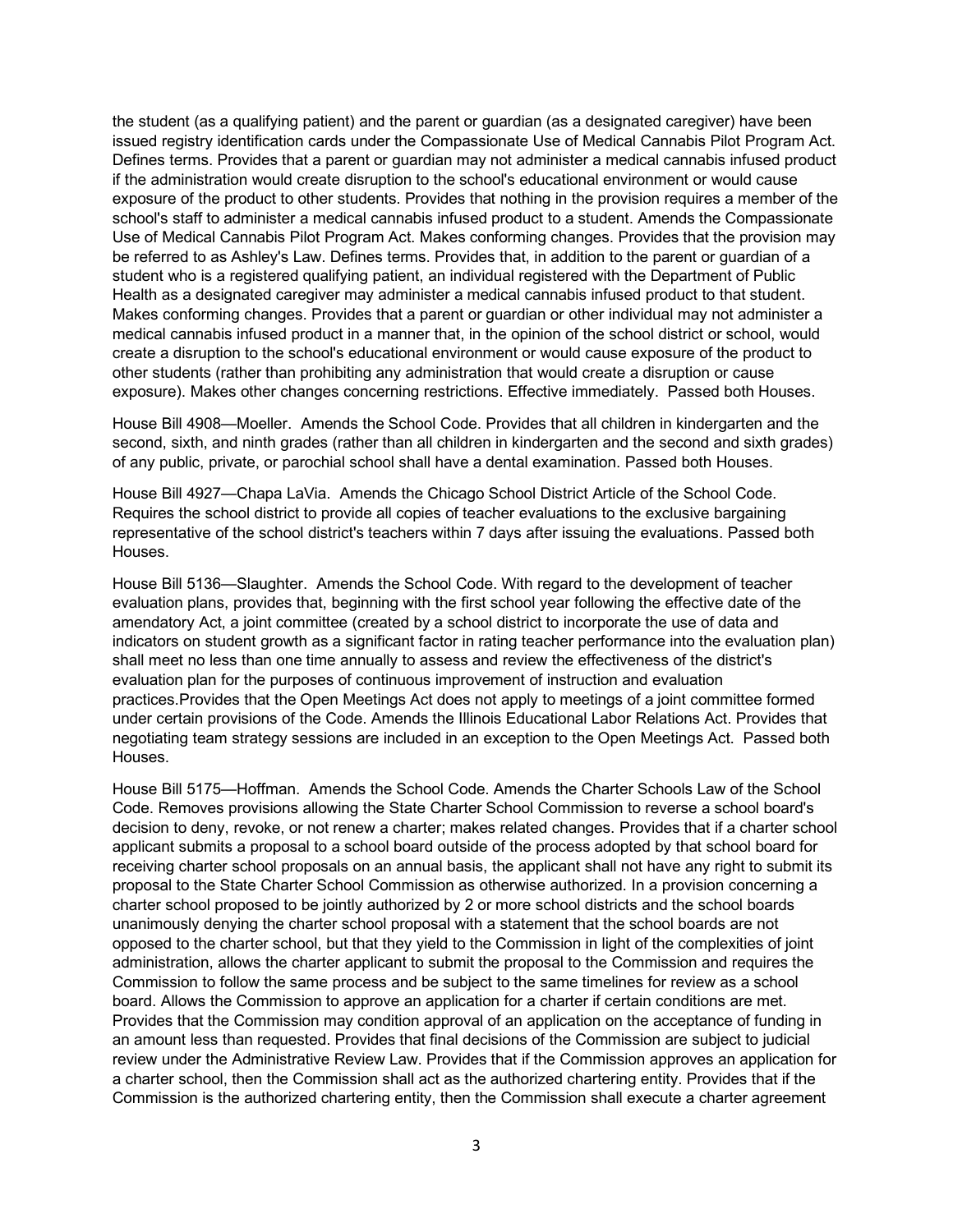the student (as a qualifying patient) and the parent or guardian (as a designated caregiver) have been issued registry identification cards under the Compassionate Use of Medical Cannabis Pilot Program Act. Defines terms. Provides that a parent or guardian may not administer a medical cannabis infused product if the administration would create disruption to the school's educational environment or would cause exposure of the product to other students. Provides that nothing in the provision requires a member of the school's staff to administer a medical cannabis infused product to a student. Amends the Compassionate Use of Medical Cannabis Pilot Program Act. Makes conforming changes. Provides that the provision may be referred to as Ashley's Law. Defines terms. Provides that, in addition to the parent or guardian of a student who is a registered qualifying patient, an individual registered with the Department of Public Health as a designated caregiver may administer a medical cannabis infused product to that student. Makes conforming changes. Provides that a parent or guardian or other individual may not administer a medical cannabis infused product in a manner that, in the opinion of the school district or school, would create a disruption to the school's educational environment or would cause exposure of the product to other students (rather than prohibiting any administration that would create a disruption or cause exposure). Makes other changes concerning restrictions. Effective immediately. Passed both Houses.

House Bill 4908—Moeller. Amends the School Code. Provides that all children in kindergarten and the second, sixth, and ninth grades (rather than all children in kindergarten and the second and sixth grades) of any public, private, or parochial school shall have a dental examination. Passed both Houses.

House Bill 4927—Chapa LaVia. Amends the Chicago School District Article of the School Code. Requires the school district to provide all copies of teacher evaluations to the exclusive bargaining representative of the school district's teachers within 7 days after issuing the evaluations. Passed both Houses.

House Bill 5136—Slaughter. Amends the School Code. With regard to the development of teacher evaluation plans, provides that, beginning with the first school year following the effective date of the amendatory Act, a joint committee (created by a school district to incorporate the use of data and indicators on student growth as a significant factor in rating teacher performance into the evaluation plan) shall meet no less than one time annually to assess and review the effectiveness of the district's evaluation plan for the purposes of continuous improvement of instruction and evaluation practices.Provides that the Open Meetings Act does not apply to meetings of a joint committee formed under certain provisions of the Code. Amends the Illinois Educational Labor Relations Act. Provides that negotiating team strategy sessions are included in an exception to the Open Meetings Act. Passed both Houses.

House Bill 5175—Hoffman. Amends the School Code. Amends the Charter Schools Law of the School Code. Removes provisions allowing the State Charter School Commission to reverse a school board's decision to deny, revoke, or not renew a charter; makes related changes. Provides that if a charter school applicant submits a proposal to a school board outside of the process adopted by that school board for receiving charter school proposals on an annual basis, the applicant shall not have any right to submit its proposal to the State Charter School Commission as otherwise authorized. In a provision concerning a charter school proposed to be jointly authorized by 2 or more school districts and the school boards unanimously denying the charter school proposal with a statement that the school boards are not opposed to the charter school, but that they yield to the Commission in light of the complexities of joint administration, allows the charter applicant to submit the proposal to the Commission and requires the Commission to follow the same process and be subject to the same timelines for review as a school board. Allows the Commission to approve an application for a charter if certain conditions are met. Provides that the Commission may condition approval of an application on the acceptance of funding in an amount less than requested. Provides that final decisions of the Commission are subject to judicial review under the Administrative Review Law. Provides that if the Commission approves an application for a charter school, then the Commission shall act as the authorized chartering entity. Provides that if the Commission is the authorized chartering entity, then the Commission shall execute a charter agreement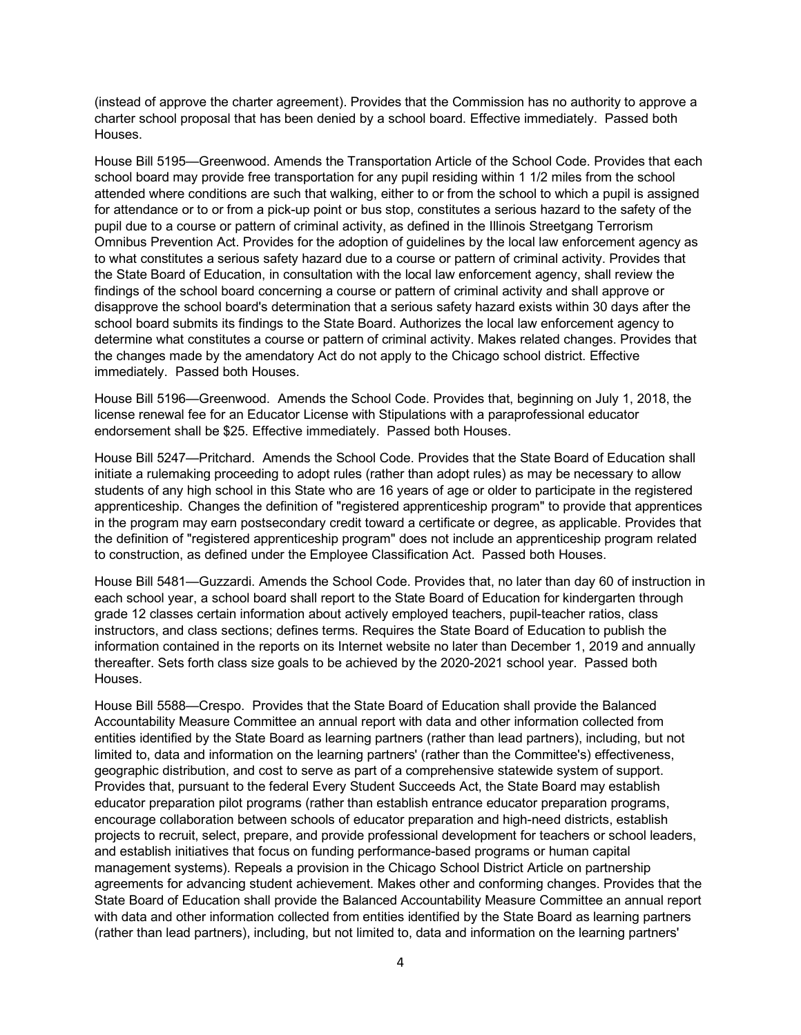(instead of approve the charter agreement). Provides that the Commission has no authority to approve a charter school proposal that has been denied by a school board. Effective immediately. Passed both Houses.

House Bill 5195—Greenwood. Amends the Transportation Article of the School Code. Provides that each school board may provide free transportation for any pupil residing within 1 1/2 miles from the school attended where conditions are such that walking, either to or from the school to which a pupil is assigned for attendance or to or from a pick-up point or bus stop, constitutes a serious hazard to the safety of the pupil due to a course or pattern of criminal activity, as defined in the Illinois Streetgang Terrorism Omnibus Prevention Act. Provides for the adoption of guidelines by the local law enforcement agency as to what constitutes a serious safety hazard due to a course or pattern of criminal activity. Provides that the State Board of Education, in consultation with the local law enforcement agency, shall review the findings of the school board concerning a course or pattern of criminal activity and shall approve or disapprove the school board's determination that a serious safety hazard exists within 30 days after the school board submits its findings to the State Board. Authorizes the local law enforcement agency to determine what constitutes a course or pattern of criminal activity. Makes related changes. Provides that the changes made by the amendatory Act do not apply to the Chicago school district. Effective immediately. Passed both Houses.

House Bill 5196—Greenwood. Amends the School Code. Provides that, beginning on July 1, 2018, the license renewal fee for an Educator License with Stipulations with a paraprofessional educator endorsement shall be $25. Effective immediately. Passed both Houses.

House Bill 5247—Pritchard. Amends the School Code. Provides that the State Board of Education shall initiate a rulemaking proceeding to adopt rules (rather than adopt rules) as may be necessary to allow students of any high school in this State who are 16 years of age or older to participate in the registered apprenticeship. Changes the definition of "registered apprenticeship program" to provide that apprentices in the program may earn postsecondary credit toward a certificate or degree, as applicable. Provides that the definition of "registered apprenticeship program" does not include an apprenticeship program related to construction, as defined under the Employee Classification Act. Passed both Houses.

House Bill 5481—Guzzardi. Amends the School Code. Provides that, no later than day 60 of instruction in each school year, a school board shall report to the State Board of Education for kindergarten through grade 12 classes certain information about actively employed teachers, pupil-teacher ratios, class instructors, and class sections; defines terms. Requires the State Board of Education to publish the information contained in the reports on its Internet website no later than December 1, 2019 and annually thereafter. Sets forth class size goals to be achieved by the 2020-2021 school year. Passed both Houses.

House Bill 5588—Crespo. Provides that the State Board of Education shall provide the Balanced Accountability Measure Committee an annual report with data and other information collected from entities identified by the State Board as learning partners (rather than lead partners), including, but not limited to, data and information on the learning partners' (rather than the Committee's) effectiveness, geographic distribution, and cost to serve as part of a comprehensive statewide system of support. Provides that, pursuant to the federal Every Student Succeeds Act, the State Board may establish educator preparation pilot programs (rather than establish entrance educator preparation programs, encourage collaboration between schools of educator preparation and high-need districts, establish projects to recruit, select, prepare, and provide professional development for teachers or school leaders, and establish initiatives that focus on funding performance-based programs or human capital management systems). Repeals a provision in the Chicago School District Article on partnership agreements for advancing student achievement. Makes other and conforming changes. Provides that the State Board of Education shall provide the Balanced Accountability Measure Committee an annual report with data and other information collected from entities identified by the State Board as learning partners (rather than lead partners), including, but not limited to, data and information on the learning partners'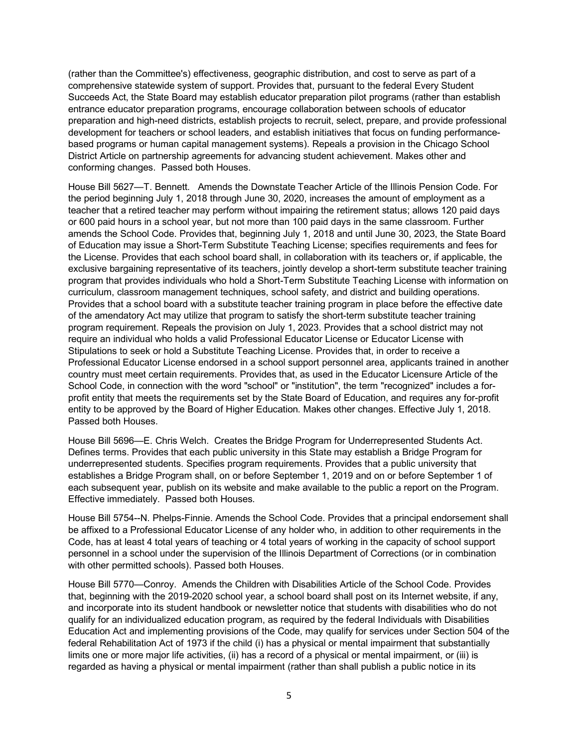(rather than the Committee's) effectiveness, geographic distribution, and cost to serve as part of a comprehensive statewide system of support. Provides that, pursuant to the federal Every Student Succeeds Act, the State Board may establish educator preparation pilot programs (rather than establish entrance educator preparation programs, encourage collaboration between schools of educator preparation and high-need districts, establish projects to recruit, select, prepare, and provide professional development for teachers or school leaders, and establish initiatives that focus on funding performance-based programs or human capital management systems). Repeals a provision in the Chicago School District Article on partnership agreements for advancing student achievement. Makes other and conforming changes. Passed both Houses.

House Bill 5627—T. Bennett. Amends the Downstate Teacher Article of the Illinois Pension Code. For the period beginning July 1, 2018 through June 30, 2020, increases the amount of employment as a teacher that a retired teacher may perform without impairing the retirement status; allows 120 paid days or 600 paid hours in a school year, but not more than 100 paid days in the same classroom. Further amends the School Code. Provides that, beginning July 1, 2018 and until June 30, 2023, the State Board of Education may issue a Short-Term Substitute Teaching License; specifies requirements and fees for the License. Provides that each school board shall, in collaboration with its teachers or, if applicable, the exclusive bargaining representative of its teachers, jointly develop a short-term substitute teacher training program that provides individuals who hold a Short-Term Substitute Teaching License with information on curriculum, classroom management techniques, school safety, and district and building operations. Provides that a school board with a substitute teacher training program in place before the effective date of the amendatory Act may utilize that program to satisfy the short-term substitute teacher training program requirement. Repeals the provision on July 1, 2023. Provides that a school district may not require an individual who holds a valid Professional Educator License or Educator License with Stipulations to seek or hold a Substitute Teaching License. Provides that, in order to receive a Professional Educator License endorsed in a school support personnel area, applicants trained in another country must meet certain requirements. Provides that, as used in the Educator Licensure Article of the School Code, in connection with the word "school" or "institution", the term "recognized" includes a for-profit entity that meets the requirements set by the State Board of Education, and requires any for-profit entity to be approved by the Board of Higher Education. Makes other changes. Effective July 1, 2018. Passed both Houses.

House Bill 5696—E. Chris Welch. Creates the Bridge Program for Underrepresented Students Act. Defines terms. Provides that each public university in this State may establish a Bridge Program for underrepresented students. Specifies program requirements. Provides that a public university that establishes a Bridge Program shall, on or before September 1, 2019 and on or before September 1 of each subsequent year, publish on its website and make available to the public a report on the Program. Effective immediately. Passed both Houses.

House Bill 5754--N. Phelps-Finnie. Amends the School Code. Provides that a principal endorsement shall be affixed to a Professional Educator License of any holder who, in addition to other requirements in the Code, has at least 4 total years of teaching or 4 total years of working in the capacity of school support personnel in a school under the supervision of the Illinois Department of Corrections (or in combination with other permitted schools). Passed both Houses.

House Bill 5770—Conroy. Amends the Children with Disabilities Article of the School Code. Provides that, beginning with the 2019-2020 school year, a school board shall post on its Internet website, if any, and incorporate into its student handbook or newsletter notice that students with disabilities who do not qualify for an individualized education program, as required by the federal Individuals with Disabilities Education Act and implementing provisions of the Code, may qualify for services under Section 504 of the federal Rehabilitation Act of 1973 if the child (i) has a physical or mental impairment that substantially limits one or more major life activities, (ii) has a record of a physical or mental impairment, or (iii) is regarded as having a physical or mental impairment (rather than shall publish a public notice in its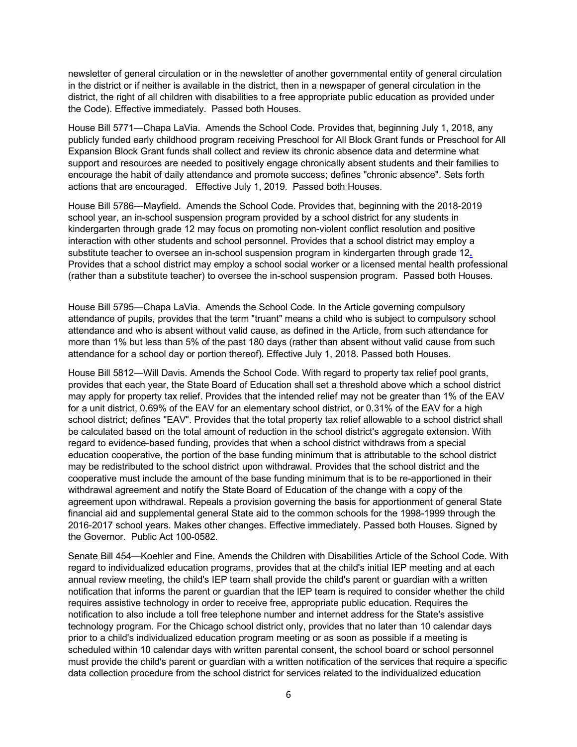newsletter of general circulation or in the newsletter of another governmental entity of general circulation in the district or if neither is available in the district, then in a newspaper of general circulation in the district, the right of all children with disabilities to a free appropriate public education as provided under the Code). Effective immediately. Passed both Houses.

House Bill 5771—Chapa LaVia. Amends the School Code. Provides that, beginning July 1, 2018, any publicly funded early childhood program receiving Preschool for All Block Grant funds or Preschool for All Expansion Block Grant funds shall collect and review its chronic absence data and determine what support and resources are needed to positively engage chronically absent students and their families to encourage the habit of daily attendance and promote success; defines "chronic absence". Sets forth actions that are encouraged. Effective July 1, 2019. Passed both Houses.

House Bill 5786---Mayfield. Amends the School Code. Provides that, beginning with the 2018-2019 school year, an in-school suspension program provided by a school district for any students in kindergarten through grade 12 may focus on promoting non-violent conflict resolution and positive interaction with other students and school personnel. Provides that a school district may employ a substitute teacher to oversee an in-school suspension program in kindergarten through grade 12. Provides that a school district may employ a school social worker or a licensed mental health professional (rather than a substitute teacher) to oversee the in-school suspension program. Passed both Houses.

House Bill 5795—Chapa LaVia. Amends the School Code. In the Article governing compulsory attendance of pupils, provides that the term "truant" means a child who is subject to compulsory school attendance and who is absent without valid cause, as defined in the Article, from such attendance for more than 1% but less than 5% of the past 180 days (rather than absent without valid cause from such attendance for a school day or portion thereof). Effective July 1, 2018. Passed both Houses.

House Bill 5812—Will Davis. Amends the School Code. With regard to property tax relief pool grants, provides that each year, the State Board of Education shall set a threshold above which a school district may apply for property tax relief. Provides that the intended relief may not be greater than 1% of the EAV for a unit district, 0.69% of the EAV for an elementary school district, or 0.31% of the EAV for a high school district; defines "EAV". Provides that the total property tax relief allowable to a school district shall be calculated based on the total amount of reduction in the school district's aggregate extension. With regard to evidence-based funding, provides that when a school district withdraws from a special education cooperative, the portion of the base funding minimum that is attributable to the school district may be redistributed to the school district upon withdrawal. Provides that the school district and the cooperative must include the amount of the base funding minimum that is to be re-apportioned in their withdrawal agreement and notify the State Board of Education of the change with a copy of the agreement upon withdrawal. Repeals a provision governing the basis for apportionment of general State financial aid and supplemental general State aid to the common schools for the 1998-1999 through the 2016-2017 school years. Makes other changes. Effective immediately. Passed both Houses. Signed by the Governor. Public Act 100-0582.

Senate Bill 454—Koehler and Fine. Amends the Children with Disabilities Article of the School Code. With regard to individualized education programs, provides that at the child's initial IEP meeting and at each annual review meeting, the child's IEP team shall provide the child's parent or guardian with a written notification that informs the parent or guardian that the IEP team is required to consider whether the child requires assistive technology in order to receive free, appropriate public education. Requires the notification to also include a toll free telephone number and internet address for the State's assistive technology program. For the Chicago school district only, provides that no later than 10 calendar days prior to a child's individualized education program meeting or as soon as possible if a meeting is scheduled within 10 calendar days with written parental consent, the school board or school personnel must provide the child's parent or guardian with a written notification of the services that require a specific data collection procedure from the school district for services related to the individualized education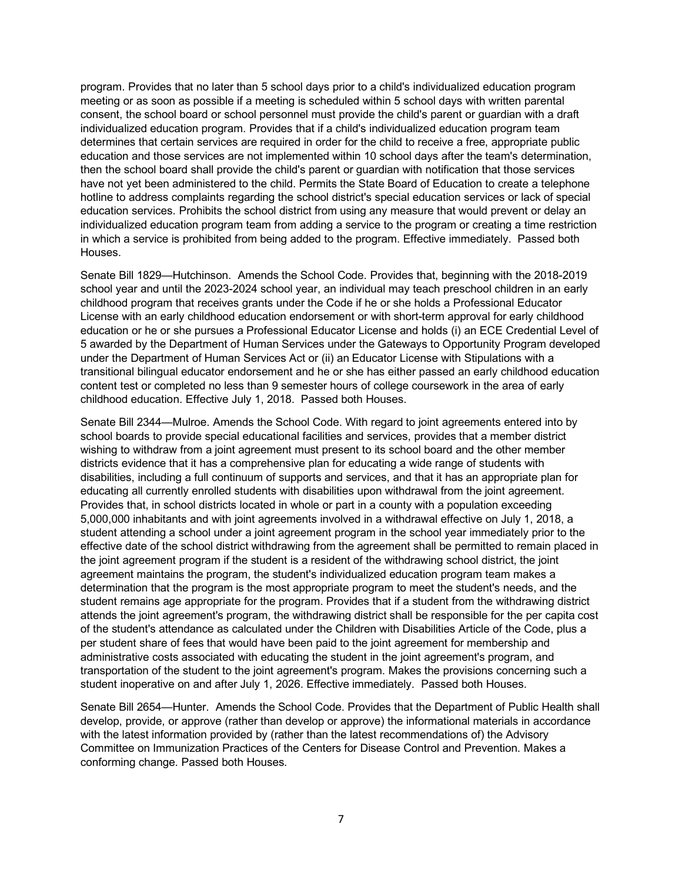program. Provides that no later than 5 school days prior to a child's individualized education program meeting or as soon as possible if a meeting is scheduled within 5 school days with written parental consent, the school board or school personnel must provide the child's parent or guardian with a draft individualized education program. Provides that if a child's individualized education program team determines that certain services are required in order for the child to receive a free, appropriate public education and those services are not implemented within 10 school days after the team's determination, then the school board shall provide the child's parent or guardian with notification that those services have not yet been administered to the child. Permits the State Board of Education to create a telephone hotline to address complaints regarding the school district's special education services or lack of special education services. Prohibits the school district from using any measure that would prevent or delay an individualized education program team from adding a service to the program or creating a time restriction in which a service is prohibited from being added to the program. Effective immediately. Passed both Houses.

Senate Bill 1829—Hutchinson. Amends the School Code. Provides that, beginning with the 2018-2019 school year and until the 2023-2024 school year, an individual may teach preschool children in an early childhood program that receives grants under the Code if he or she holds a Professional Educator License with an early childhood education endorsement or with short-term approval for early childhood education or he or she pursues a Professional Educator License and holds (i) an ECE Credential Level of 5 awarded by the Department of Human Services under the Gateways to Opportunity Program developed under the Department of Human Services Act or (ii) an Educator License with Stipulations with a transitional bilingual educator endorsement and he or she has either passed an early childhood education content test or completed no less than 9 semester hours of college coursework in the area of early childhood education. Effective July 1, 2018. Passed both Houses.

Senate Bill 2344—Mulroe. Amends the School Code. With regard to joint agreements entered into by school boards to provide special educational facilities and services, provides that a member district wishing to withdraw from a joint agreement must present to its school board and the other member districts evidence that it has a comprehensive plan for educating a wide range of students with disabilities, including a full continuum of supports and services, and that it has an appropriate plan for educating all currently enrolled students with disabilities upon withdrawal from the joint agreement. Provides that, in school districts located in whole or part in a county with a population exceeding 5,000,000 inhabitants and with joint agreements involved in a withdrawal effective on July 1, 2018, a student attending a school under a joint agreement program in the school year immediately prior to the effective date of the school district withdrawing from the agreement shall be permitted to remain placed in the joint agreement program if the student is a resident of the withdrawing school district, the joint agreement maintains the program, the student's individualized education program team makes a determination that the program is the most appropriate program to meet the student's needs, and the student remains age appropriate for the program. Provides that if a student from the withdrawing district attends the joint agreement's program, the withdrawing district shall be responsible for the per capita cost of the student's attendance as calculated under the Children with Disabilities Article of the Code, plus a per student share of fees that would have been paid to the joint agreement for membership and administrative costs associated with educating the student in the joint agreement's program, and transportation of the student to the joint agreement's program. Makes the provisions concerning such a student inoperative on and after July 1, 2026. Effective immediately. Passed both Houses.

Senate Bill 2654—Hunter. Amends the School Code. Provides that the Department of Public Health shall develop, provide, or approve (rather than develop or approve) the informational materials in accordance with the latest information provided by (rather than the latest recommendations of) the Advisory Committee on Immunization Practices of the Centers for Disease Control and Prevention. Makes a conforming change. Passed both Houses.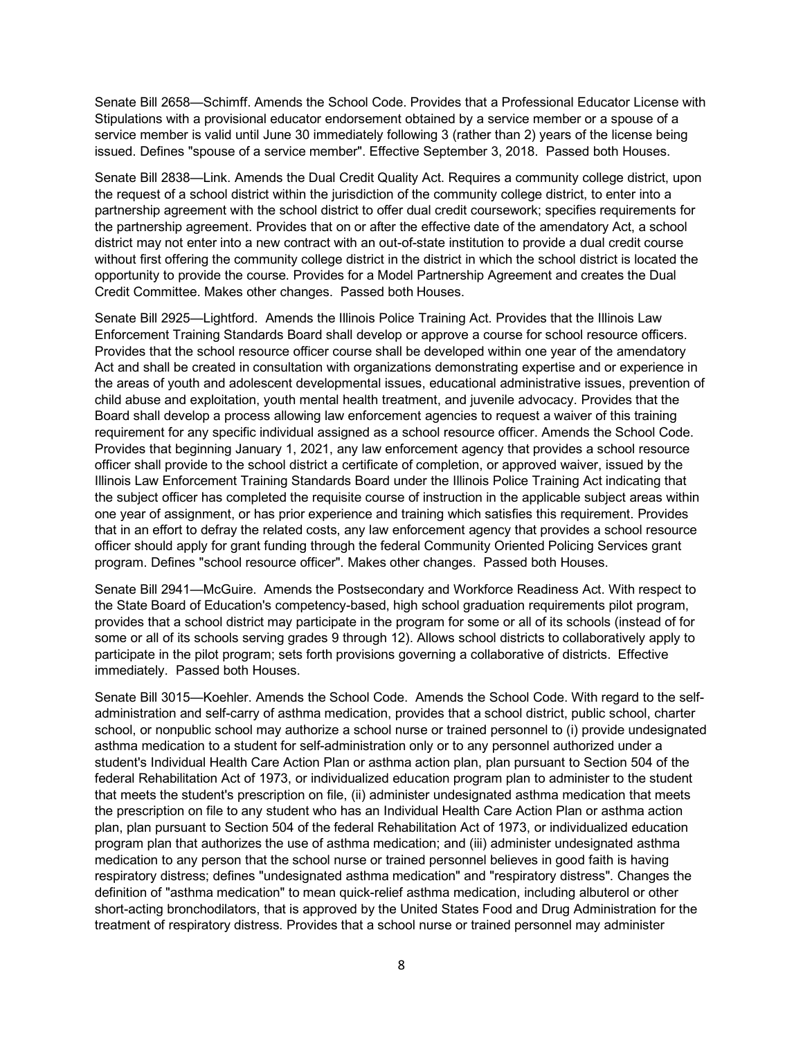Senate Bill 2658—Schimff. Amends the School Code. Provides that a Professional Educator License with Stipulations with a provisional educator endorsement obtained by a service member or a spouse of a service member is valid until June 30 immediately following 3 (rather than 2) years of the license being issued. Defines "spouse of a service member". Effective September 3, 2018. Passed both Houses.

Senate Bill 2838—Link. Amends the Dual Credit Quality Act. Requires a community college district, upon the request of a school district within the jurisdiction of the community college district, to enter into a partnership agreement with the school district to offer dual credit coursework; specifies requirements for the partnership agreement. Provides that on or after the effective date of the amendatory Act, a school district may not enter into a new contract with an out-of-state institution to provide a dual credit course without first offering the community college district in the district in which the school district is located the opportunity to provide the course. Provides for a Model Partnership Agreement and creates the Dual Credit Committee. Makes other changes. Passed both Houses.

Senate Bill 2925—Lightford. Amends the Illinois Police Training Act. Provides that the Illinois Law Enforcement Training Standards Board shall develop or approve a course for school resource officers. Provides that the school resource officer course shall be developed within one year of the amendatory Act and shall be created in consultation with organizations demonstrating expertise and or experience in the areas of youth and adolescent developmental issues, educational administrative issues, prevention of child abuse and exploitation, youth mental health treatment, and juvenile advocacy. Provides that the Board shall develop a process allowing law enforcement agencies to request a waiver of this training requirement for any specific individual assigned as a school resource officer. Amends the School Code. Provides that beginning January 1, 2021, any law enforcement agency that provides a school resource officer shall provide to the school district a certificate of completion, or approved waiver, issued by the Illinois Law Enforcement Training Standards Board under the Illinois Police Training Act indicating that the subject officer has completed the requisite course of instruction in the applicable subject areas within one year of assignment, or has prior experience and training which satisfies this requirement. Provides that in an effort to defray the related costs, any law enforcement agency that provides a school resource officer should apply for grant funding through the federal Community Oriented Policing Services grant program. Defines "school resource officer". Makes other changes. Passed both Houses.

Senate Bill 2941—McGuire. Amends the Postsecondary and Workforce Readiness Act. With respect to the State Board of Education's competency-based, high school graduation requirements pilot program, provides that a school district may participate in the program for some or all of its schools (instead of for some or all of its schools serving grades 9 through 12). Allows school districts to collaboratively apply to participate in the pilot program; sets forth provisions governing a collaborative of districts. Effective immediately. Passed both Houses.

Senate Bill 3015—Koehler. Amends the School Code. Amends the School Code. With regard to the self-administration and self-carry of asthma medication, provides that a school district, public school, charter school, or nonpublic school may authorize a school nurse or trained personnel to (i) provide undesignated asthma medication to a student for self-administration only or to any personnel authorized under a student's Individual Health Care Action Plan or asthma action plan, plan pursuant to Section 504 of the federal Rehabilitation Act of 1973, or individualized education program plan to administer to the student that meets the student's prescription on file, (ii) administer undesignated asthma medication that meets the prescription on file to any student who has an Individual Health Care Action Plan or asthma action plan, plan pursuant to Section 504 of the federal Rehabilitation Act of 1973, or individualized education program plan that authorizes the use of asthma medication; and (iii) administer undesignated asthma medication to any person that the school nurse or trained personnel believes in good faith is having respiratory distress; defines "undesignated asthma medication" and "respiratory distress". Changes the definition of "asthma medication" to mean quick-relief asthma medication, including albuterol or other short-acting bronchodilators, that is approved by the United States Food and Drug Administration for the treatment of respiratory distress. Provides that a school nurse or trained personnel may administer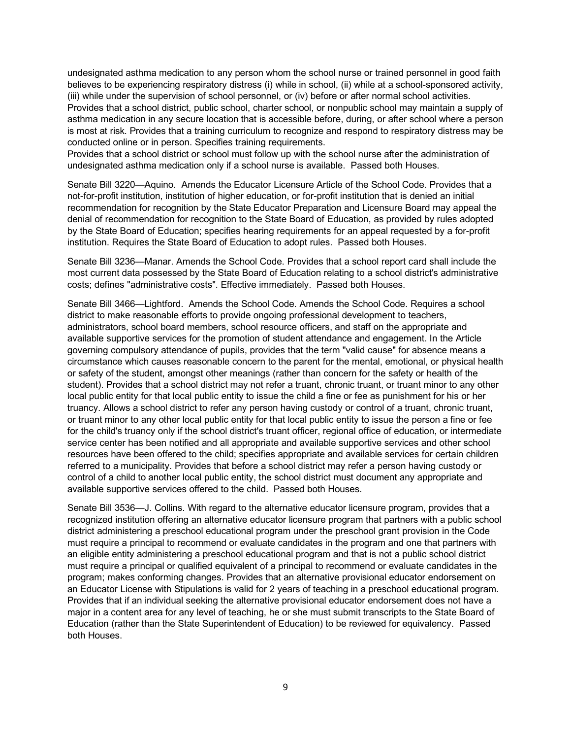undesignated asthma medication to any person whom the school nurse or trained personnel in good faith believes to be experiencing respiratory distress (i) while in school, (ii) while at a school-sponsored activity, (iii) while under the supervision of school personnel, or (iv) before or after normal school activities. Provides that a school district, public school, charter school, or nonpublic school may maintain a supply of asthma medication in any secure location that is accessible before, during, or after school where a person is most at risk. Provides that a training curriculum to recognize and respond to respiratory distress may be conducted online or in person. Specifies training requirements.
Provides that a school district or school must follow up with the school nurse after the administration of undesignated asthma medication only if a school nurse is available. Passed both Houses.

Senate Bill 3220—Aquino. Amends the Educator Licensure Article of the School Code. Provides that a not-for-profit institution, institution of higher education, or for-profit institution that is denied an initial recommendation for recognition by the State Educator Preparation and Licensure Board may appeal the denial of recommendation for recognition to the State Board of Education, as provided by rules adopted by the State Board of Education; specifies hearing requirements for an appeal requested by a for-profit institution. Requires the State Board of Education to adopt rules. Passed both Houses.

Senate Bill 3236—Manar. Amends the School Code. Provides that a school report card shall include the most current data possessed by the State Board of Education relating to a school district's administrative costs; defines "administrative costs". Effective immediately. Passed both Houses.

Senate Bill 3466—Lightford. Amends the School Code. Amends the School Code. Requires a school district to make reasonable efforts to provide ongoing professional development to teachers, administrators, school board members, school resource officers, and staff on the appropriate and available supportive services for the promotion of student attendance and engagement. In the Article governing compulsory attendance of pupils, provides that the term "valid cause" for absence means a circumstance which causes reasonable concern to the parent for the mental, emotional, or physical health or safety of the student, amongst other meanings (rather than concern for the safety or health of the student). Provides that a school district may not refer a truant, chronic truant, or truant minor to any other local public entity for that local public entity to issue the child a fine or fee as punishment for his or her truancy. Allows a school district to refer any person having custody or control of a truant, chronic truant, or truant minor to any other local public entity for that local public entity to issue the person a fine or fee for the child's truancy only if the school district's truant officer, regional office of education, or intermediate service center has been notified and all appropriate and available supportive services and other school resources have been offered to the child; specifies appropriate and available services for certain children referred to a municipality. Provides that before a school district may refer a person having custody or control of a child to another local public entity, the school district must document any appropriate and available supportive services offered to the child. Passed both Houses.

Senate Bill 3536—J. Collins. With regard to the alternative educator licensure program, provides that a recognized institution offering an alternative educator licensure program that partners with a public school district administering a preschool educational program under the preschool grant provision in the Code must require a principal to recommend or evaluate candidates in the program and one that partners with an eligible entity administering a preschool educational program and that is not a public school district must require a principal or qualified equivalent of a principal to recommend or evaluate candidates in the program; makes conforming changes. Provides that an alternative provisional educator endorsement on an Educator License with Stipulations is valid for 2 years of teaching in a preschool educational program. Provides that if an individual seeking the alternative provisional educator endorsement does not have a major in a content area for any level of teaching, he or she must submit transcripts to the State Board of Education (rather than the State Superintendent of Education) to be reviewed for equivalency. Passed both Houses.